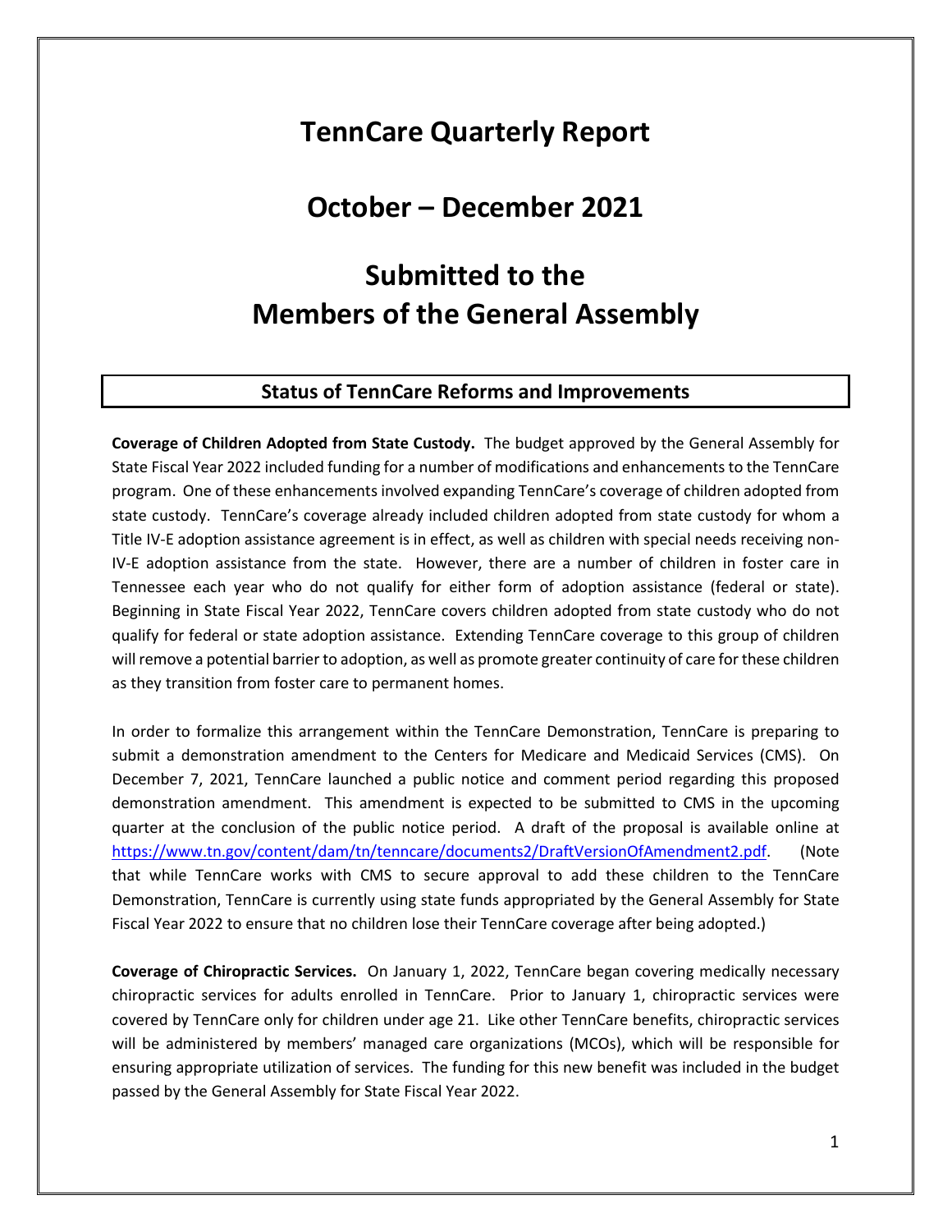# TennCare Quarterly Report

# October – December 2021

# Submitted to the Members of the General Assembly

## Status of TennCare Reforms and Improvements

**Coverage of Children Adopted from State Custody.** The budget approved by the General Assembly for State Fiscal Year 2022 included funding for a number of modifications and enhancements to the TennCare program. One of these enhancements involved expanding TennCare's coverage of children adopted from state custody. TennCare's coverage already included children adopted from state custody for whom a Title IV-E adoption assistance agreement is in effect, as well as children with special needs receiving non-IV-E adoption assistance from the state. However, there are a number of children in foster care in Tennessee each year who do not qualify for either form of adoption assistance (federal or state). Beginning in State Fiscal Year 2022, TennCare covers children adopted from state custody who do not qualify for federal or state adoption assistance. Extending TennCare coverage to this group of children will remove a potential barrier to adoption, as well as promote greater continuity of care for these children as they transition from foster care to permanent homes.

In order to formalize this arrangement within the TennCare Demonstration, TennCare is preparing to submit a demonstration amendment to the Centers for Medicare and Medicaid Services (CMS). On December 7, 2021, TennCare launched a public notice and comment period regarding this proposed demonstration amendment. This amendment is expected to be submitted to CMS in the upcoming quarter at the conclusion of the public notice period. A draft of the proposal is available online at https://www.tn.gov/content/dam/tn/tenncare/documents2/DraftVersionOfAmendment2.pdf. (Note that while TennCare works with CMS to secure approval to add these children to the TennCare Demonstration, TennCare is currently using state funds appropriated by the General Assembly for State Fiscal Year 2022 to ensure that no children lose their TennCare coverage after being adopted.)

**Coverage of Chiropractic Services.** On January 1, 2022, TennCare began covering medically necessary chiropractic services for adults enrolled in TennCare. Prior to January 1, chiropractic services were covered by TennCare only for children under age 21. Like other TennCare benefits, chiropractic services will be administered by members' managed care organizations (MCOs), which will be responsible for ensuring appropriate utilization of services. The funding for this new benefit was included in the budget passed by the General Assembly for State Fiscal Year 2022.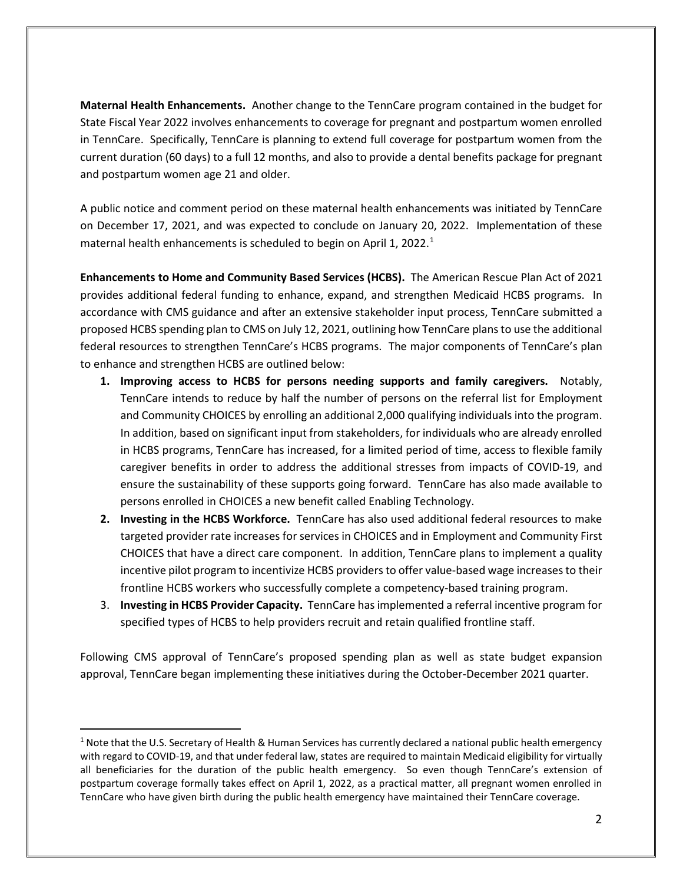**Maternal Health Enhancements.** Another change to the TennCare program contained in the budget for State Fiscal Year 2022 involves enhancements to coverage for pregnant and postpartum women enrolled in TennCare. Specifically, TennCare is planning to extend full coverage for postpartum women from the current duration (60 days) to a full 12 months, and also to provide a dental benefits package for pregnant and postpartum women age 21 and older.

A public notice and comment period on these maternal health enhancements was initiated by TennCare on December 17, 2021, and was expected to conclude on January 20, 2022. Implementation of these maternal health enhancements is scheduled to begin on April 1, 2022.[1]

**Enhancements to Home and Community Based Services (HCBS).** The American Rescue Plan Act of 2021 provides additional federal funding to enhance, expand, and strengthen Medicaid HCBS programs. In accordance with CMS guidance and after an extensive stakeholder input process, TennCare submitted a proposed HCBS spending plan to CMS on July 12, 2021, outlining how TennCare plans to use the additional federal resources to strengthen TennCare's HCBS programs. The major components of TennCare's plan to enhance and strengthen HCBS are outlined below:

1. **Improving access to HCBS for persons needing supports and family caregivers.** Notably, TennCare intends to reduce by half the number of persons on the referral list for Employment and Community CHOICES by enrolling an additional 2,000 qualifying individuals into the program. In addition, based on significant input from stakeholders, for individuals who are already enrolled in HCBS programs, TennCare has increased, for a limited period of time, access to flexible family caregiver benefits in order to address the additional stresses from impacts of COVID-19, and ensure the sustainability of these supports going forward. TennCare has also made available to persons enrolled in CHOICES a new benefit called Enabling Technology.
2. **Investing in the HCBS Workforce.** TennCare has also used additional federal resources to make targeted provider rate increases for services in CHOICES and in Employment and Community First CHOICES that have a direct care component. In addition, TennCare plans to implement a quality incentive pilot program to incentivize HCBS providers to offer value-based wage increases to their frontline HCBS workers who successfully complete a competency-based training program.
3. **Investing in HCBS Provider Capacity.** TennCare has implemented a referral incentive program for specified types of HCBS to help providers recruit and retain qualified frontline staff.

Following CMS approval of TennCare's proposed spending plan as well as state budget expansion approval, TennCare began implementing these initiatives during the October-December 2021 quarter.

---

[1] Note that the U.S. Secretary of Health & Human Services has currently declared a national public health emergency with regard to COVID-19, and that under federal law, states are required to maintain Medicaid eligibility for virtually all beneficiaries for the duration of the public health emergency. So even though TennCare's extension of postpartum coverage formally takes effect on April 1, 2022, as a practical matter, all pregnant women enrolled in TennCare who have given birth during the public health emergency have maintained their TennCare coverage.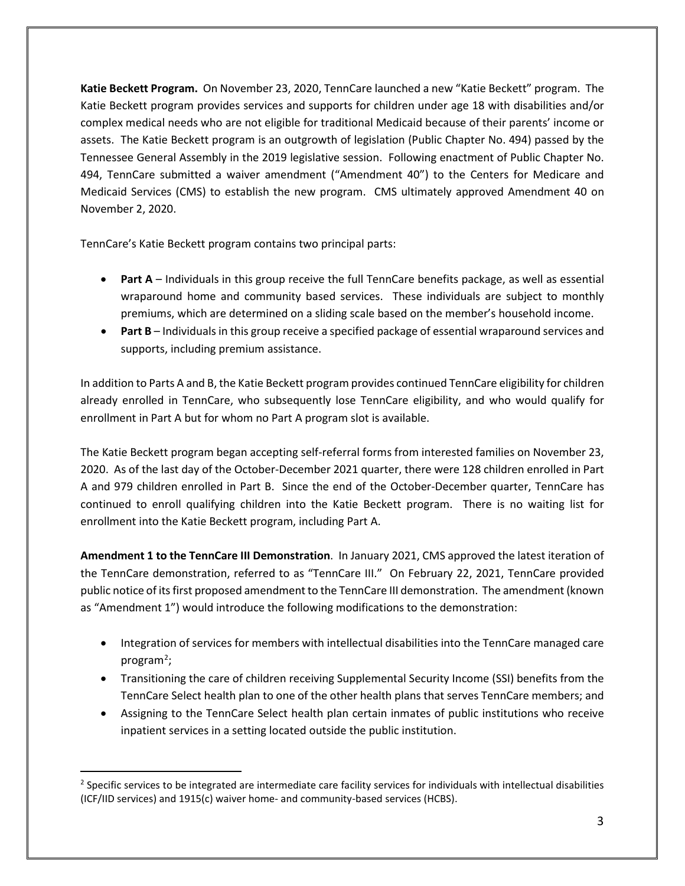**Katie Beckett Program.** On November 23, 2020, TennCare launched a new "Katie Beckett" program. The Katie Beckett program provides services and supports for children under age 18 with disabilities and/or complex medical needs who are not eligible for traditional Medicaid because of their parents' income or assets. The Katie Beckett program is an outgrowth of legislation (Public Chapter No. 494) passed by the Tennessee General Assembly in the 2019 legislative session. Following enactment of Public Chapter No. 494, TennCare submitted a waiver amendment ("Amendment 40") to the Centers for Medicare and Medicaid Services (CMS) to establish the new program. CMS ultimately approved Amendment 40 on November 2, 2020.

TennCare's Katie Beckett program contains two principal parts:

- **Part A** – Individuals in this group receive the full TennCare benefits package, as well as essential wraparound home and community based services. These individuals are subject to monthly premiums, which are determined on a sliding scale based on the member's household income.
- **Part B** – Individuals in this group receive a specified package of essential wraparound services and supports, including premium assistance.

In addition to Parts A and B, the Katie Beckett program provides continued TennCare eligibility for children already enrolled in TennCare, who subsequently lose TennCare eligibility, and who would qualify for enrollment in Part A but for whom no Part A program slot is available.

The Katie Beckett program began accepting self-referral forms from interested families on November 23, 2020. As of the last day of the October-December 2021 quarter, there were 128 children enrolled in Part A and 979 children enrolled in Part B. Since the end of the October-December quarter, TennCare has continued to enroll qualifying children into the Katie Beckett program. There is no waiting list for enrollment into the Katie Beckett program, including Part A.

**Amendment 1 to the TennCare III Demonstration**. In January 2021, CMS approved the latest iteration of the TennCare demonstration, referred to as "TennCare III." On February 22, 2021, TennCare provided public notice of its first proposed amendment to the TennCare III demonstration. The amendment (known as "Amendment 1") would introduce the following modifications to the demonstration:

- Integration of services for members with intellectual disabilities into the TennCare managed care program[2];
- Transitioning the care of children receiving Supplemental Security Income (SSI) benefits from the TennCare Select health plan to one of the other health plans that serves TennCare members; and
- Assigning to the TennCare Select health plan certain inmates of public institutions who receive inpatient services in a setting located outside the public institution.

[2] Specific services to be integrated are intermediate care facility services for individuals with intellectual disabilities (ICF/IID services) and 1915(c) waiver home- and community-based services (HCBS).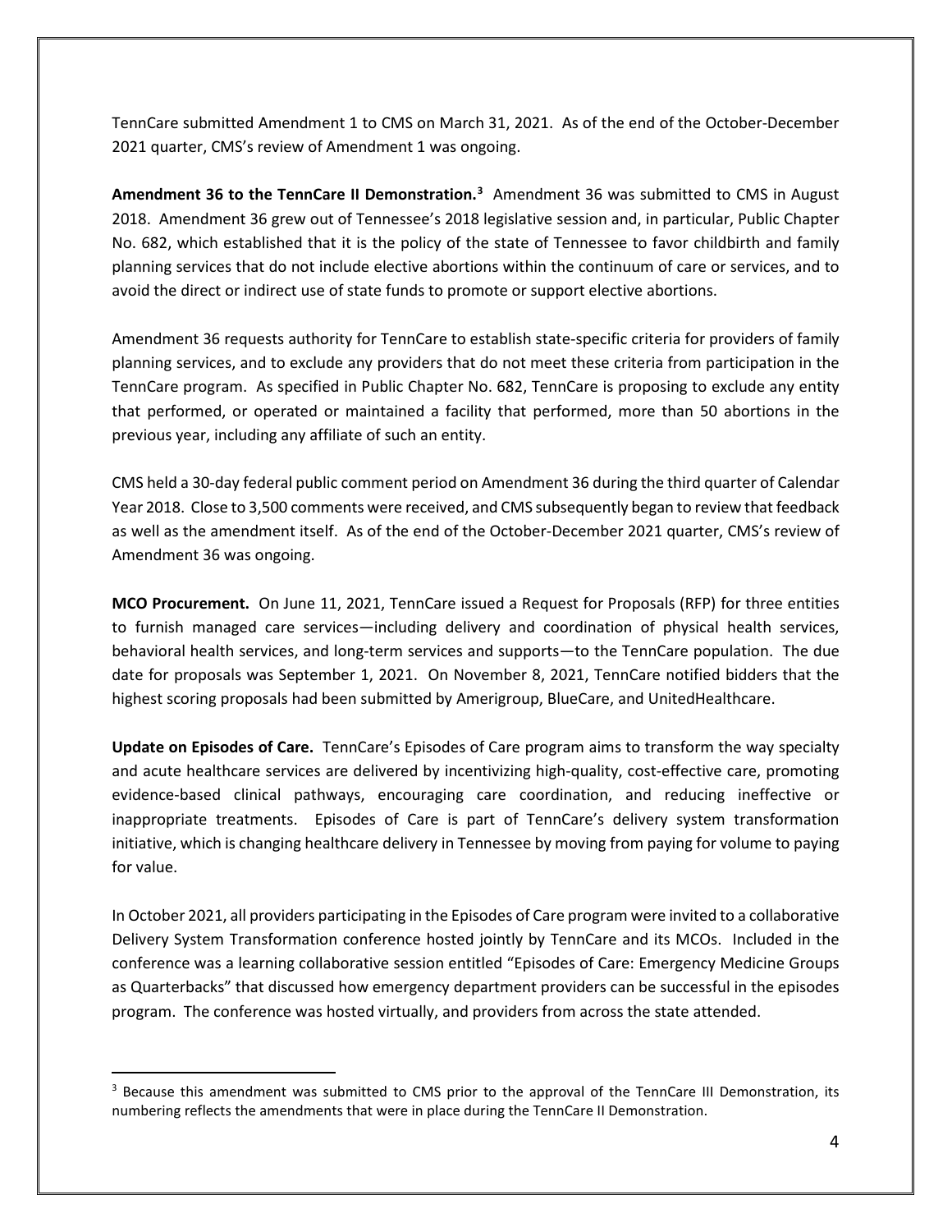TennCare submitted Amendment 1 to CMS on March 31, 2021. As of the end of the October-December 2021 quarter, CMS's review of Amendment 1 was ongoing.

**Amendment 36 to the TennCare II Demonstration.**[3] Amendment 36 was submitted to CMS in August 2018. Amendment 36 grew out of Tennessee's 2018 legislative session and, in particular, Public Chapter No. 682, which established that it is the policy of the state of Tennessee to favor childbirth and family planning services that do not include elective abortions within the continuum of care or services, and to avoid the direct or indirect use of state funds to promote or support elective abortions.

Amendment 36 requests authority for TennCare to establish state-specific criteria for providers of family planning services, and to exclude any providers that do not meet these criteria from participation in the TennCare program. As specified in Public Chapter No. 682, TennCare is proposing to exclude any entity that performed, or operated or maintained a facility that performed, more than 50 abortions in the previous year, including any affiliate of such an entity.

CMS held a 30-day federal public comment period on Amendment 36 during the third quarter of Calendar Year 2018. Close to 3,500 comments were received, and CMS subsequently began to review that feedback as well as the amendment itself. As of the end of the October-December 2021 quarter, CMS's review of Amendment 36 was ongoing.

**MCO Procurement.** On June 11, 2021, TennCare issued a Request for Proposals (RFP) for three entities to furnish managed care services—including delivery and coordination of physical health services, behavioral health services, and long-term services and supports—to the TennCare population. The due date for proposals was September 1, 2021. On November 8, 2021, TennCare notified bidders that the highest scoring proposals had been submitted by Amerigroup, BlueCare, and UnitedHealthcare.

**Update on Episodes of Care.** TennCare's Episodes of Care program aims to transform the way specialty and acute healthcare services are delivered by incentivizing high-quality, cost-effective care, promoting evidence-based clinical pathways, encouraging care coordination, and reducing ineffective or inappropriate treatments. Episodes of Care is part of TennCare's delivery system transformation initiative, which is changing healthcare delivery in Tennessee by moving from paying for volume to paying for value.

In October 2021, all providers participating in the Episodes of Care program were invited to a collaborative Delivery System Transformation conference hosted jointly by TennCare and its MCOs. Included in the conference was a learning collaborative session entitled "Episodes of Care: Emergency Medicine Groups as Quarterbacks" that discussed how emergency department providers can be successful in the episodes program. The conference was hosted virtually, and providers from across the state attended.

[3] Because this amendment was submitted to CMS prior to the approval of the TennCare III Demonstration, its numbering reflects the amendments that were in place during the TennCare II Demonstration.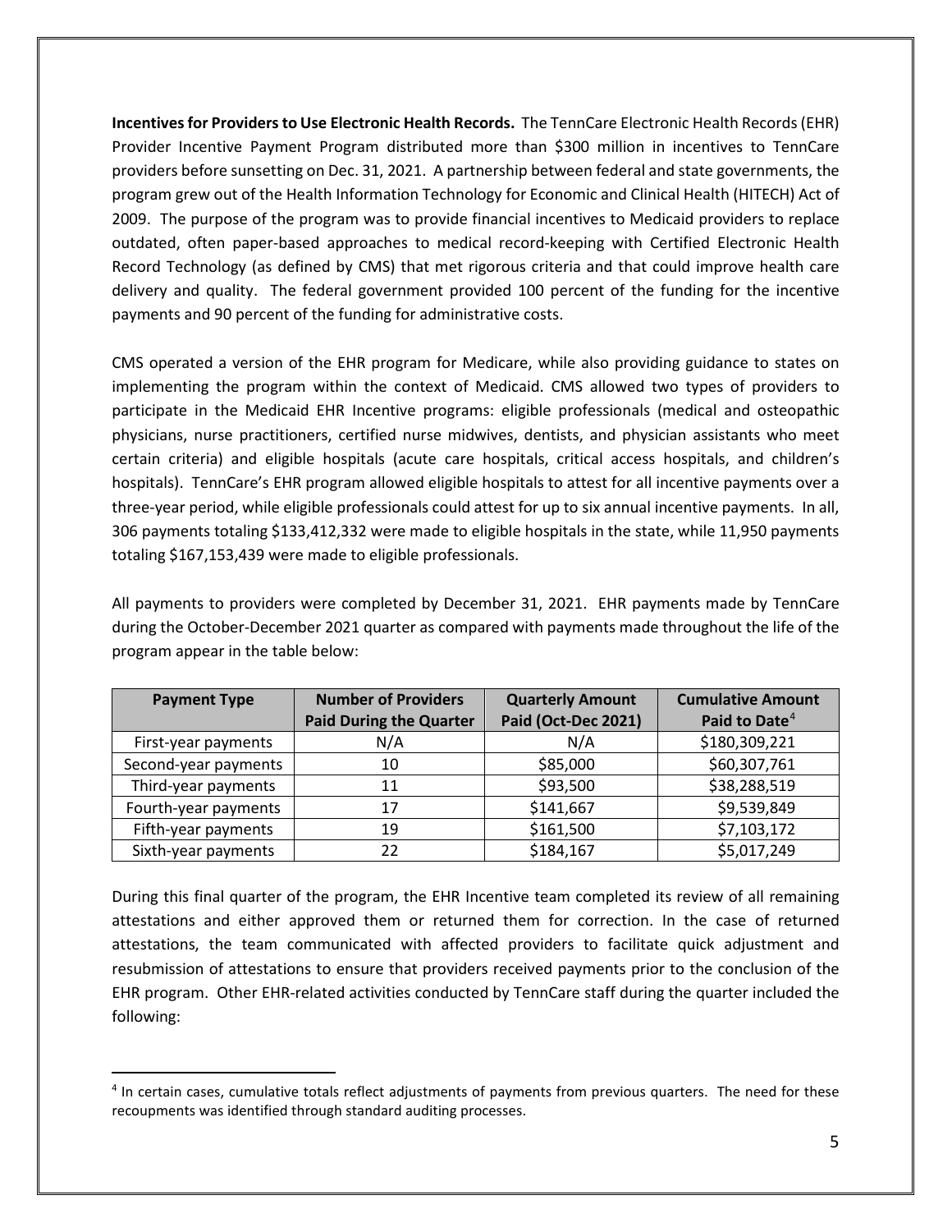**Incentives for Providers to Use Electronic Health Records.** The TennCare Electronic Health Records (EHR) Provider Incentive Payment Program distributed more than $300 million in incentives to TennCare providers before sunsetting on Dec. 31, 2021. A partnership between federal and state governments, the program grew out of the Health Information Technology for Economic and Clinical Health (HITECH) Act of 2009. The purpose of the program was to provide financial incentives to Medicaid providers to replace outdated, often paper-based approaches to medical record-keeping with Certified Electronic Health Record Technology (as defined by CMS) that met rigorous criteria and that could improve health care delivery and quality. The federal government provided 100 percent of the funding for the incentive payments and 90 percent of the funding for administrative costs.

CMS operated a version of the EHR program for Medicare, while also providing guidance to states on implementing the program within the context of Medicaid. CMS allowed two types of providers to participate in the Medicaid EHR Incentive programs: eligible professionals (medical and osteopathic physicians, nurse practitioners, certified nurse midwives, dentists, and physician assistants who meet certain criteria) and eligible hospitals (acute care hospitals, critical access hospitals, and children's hospitals). TennCare's EHR program allowed eligible hospitals to attest for all incentive payments over a three-year period, while eligible professionals could attest for up to six annual incentive payments. In all, 306 payments totaling $133,412,332 were made to eligible hospitals in the state, while 11,950 payments totaling $167,153,439 were made to eligible professionals.

All payments to providers were completed by December 31, 2021. EHR payments made by TennCare during the October-December 2021 quarter as compared with payments made throughout the life of the program appear in the table below:

| Payment Type | Number of Providers Paid During the Quarter | Quarterly Amount Paid (Oct-Dec 2021) | Cumulative Amount Paid to Date[4] |
|---|---|---|---|
| First-year payments | N/A | N/A | $180,309,221 |
| Second-year payments | 10 | $85,000 | $60,307,761 |
| Third-year payments | 11 | $93,500 | $38,288,519 |
| Fourth-year payments | 17 | $141,667 | $9,539,849 |
| Fifth-year payments | 19 | $161,500 | $7,103,172 |
| Sixth-year payments | 22 | $184,167 | $5,017,249 |

During this final quarter of the program, the EHR Incentive team completed its review of all remaining attestations and either approved them or returned them for correction. In the case of returned attestations, the team communicated with affected providers to facilitate quick adjustment and resubmission of attestations to ensure that providers received payments prior to the conclusion of the EHR program. Other EHR-related activities conducted by TennCare staff during the quarter included the following:

[4] In certain cases, cumulative totals reflect adjustments of payments from previous quarters. The need for these recoupments was identified through standard auditing processes.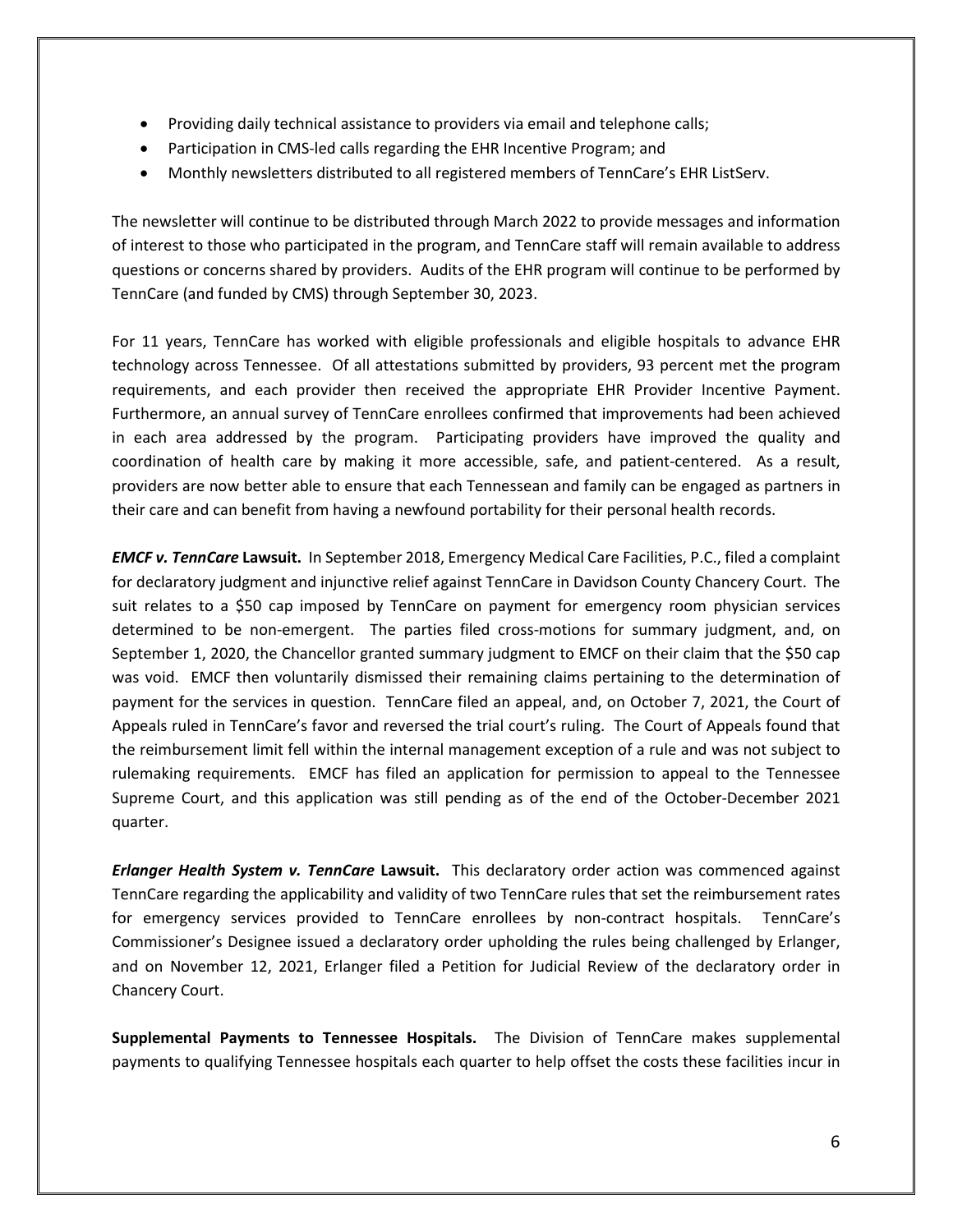- Providing daily technical assistance to providers via email and telephone calls;
- Participation in CMS-led calls regarding the EHR Incentive Program; and
- Monthly newsletters distributed to all registered members of TennCare's EHR ListServ.

The newsletter will continue to be distributed through March 2022 to provide messages and information of interest to those who participated in the program, and TennCare staff will remain available to address questions or concerns shared by providers. Audits of the EHR program will continue to be performed by TennCare (and funded by CMS) through September 30, 2023.

For 11 years, TennCare has worked with eligible professionals and eligible hospitals to advance EHR technology across Tennessee. Of all attestations submitted by providers, 93 percent met the program requirements, and each provider then received the appropriate EHR Provider Incentive Payment. Furthermore, an annual survey of TennCare enrollees confirmed that improvements had been achieved in each area addressed by the program. Participating providers have improved the quality and coordination of health care by making it more accessible, safe, and patient-centered. As a result, providers are now better able to ensure that each Tennessean and family can be engaged as partners in their care and can benefit from having a newfound portability for their personal health records.

***EMCF v. TennCare* Lawsuit.** In September 2018, Emergency Medical Care Facilities, P.C., filed a complaint for declaratory judgment and injunctive relief against TennCare in Davidson County Chancery Court. The suit relates to a $50 cap imposed by TennCare on payment for emergency room physician services determined to be non-emergent. The parties filed cross-motions for summary judgment, and, on September 1, 2020, the Chancellor granted summary judgment to EMCF on their claim that the $50 cap was void. EMCF then voluntarily dismissed their remaining claims pertaining to the determination of payment for the services in question. TennCare filed an appeal, and, on October 7, 2021, the Court of Appeals ruled in TennCare's favor and reversed the trial court's ruling. The Court of Appeals found that the reimbursement limit fell within the internal management exception of a rule and was not subject to rulemaking requirements. EMCF has filed an application for permission to appeal to the Tennessee Supreme Court, and this application was still pending as of the end of the October-December 2021 quarter.

***Erlanger Health System v. TennCare* Lawsuit.** This declaratory order action was commenced against TennCare regarding the applicability and validity of two TennCare rules that set the reimbursement rates for emergency services provided to TennCare enrollees by non-contract hospitals. TennCare's Commissioner's Designee issued a declaratory order upholding the rules being challenged by Erlanger, and on November 12, 2021, Erlanger filed a Petition for Judicial Review of the declaratory order in Chancery Court.

**Supplemental Payments to Tennessee Hospitals.** The Division of TennCare makes supplemental payments to qualifying Tennessee hospitals each quarter to help offset the costs these facilities incur in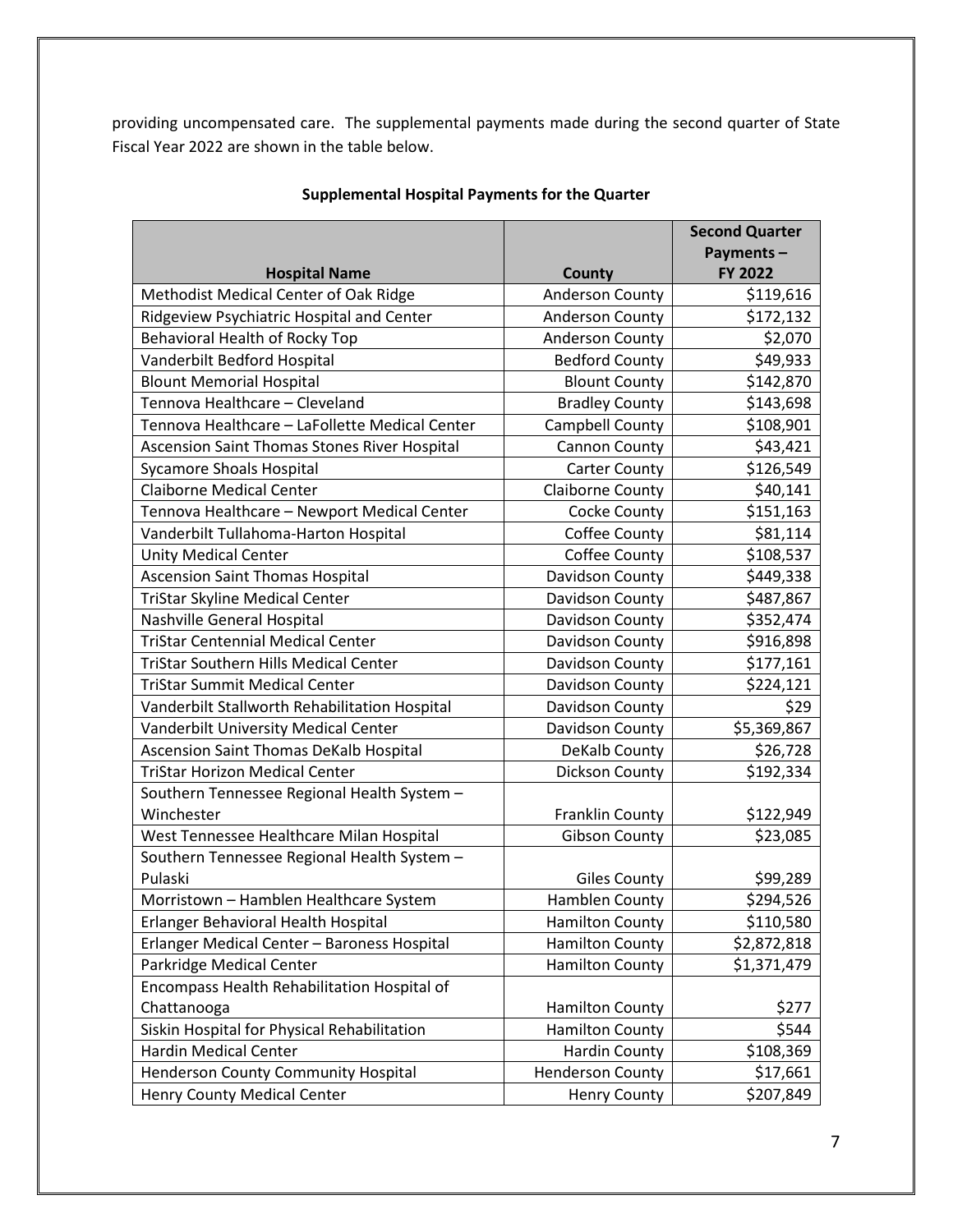providing uncompensated care. The supplemental payments made during the second quarter of State Fiscal Year 2022 are shown in the table below.

**Supplemental Hospital Payments for the Quarter**

| Hospital Name | County | Second Quarter Payments – FY 2022 |
|---|---|---|
| Methodist Medical Center of Oak Ridge | Anderson County | $119,616 |
| Ridgeview Psychiatric Hospital and Center | Anderson County | $172,132 |
| Behavioral Health of Rocky Top | Anderson County | $2,070 |
| Vanderbilt Bedford Hospital | Bedford County | $49,933 |
| Blount Memorial Hospital | Blount County | $142,870 |
| Tennova Healthcare – Cleveland | Bradley County | $143,698 |
| Tennova Healthcare – LaFollette Medical Center | Campbell County | $108,901 |
| Ascension Saint Thomas Stones River Hospital | Cannon County | $43,421 |
| Sycamore Shoals Hospital | Carter County | $126,549 |
| Claiborne Medical Center | Claiborne County | $40,141 |
| Tennova Healthcare – Newport Medical Center | Cocke County | $151,163 |
| Vanderbilt Tullahoma-Harton Hospital | Coffee County | $81,114 |
| Unity Medical Center | Coffee County | $108,537 |
| Ascension Saint Thomas Hospital | Davidson County | $449,338 |
| TriStar Skyline Medical Center | Davidson County | $487,867 |
| Nashville General Hospital | Davidson County | $352,474 |
| TriStar Centennial Medical Center | Davidson County | $916,898 |
| TriStar Southern Hills Medical Center | Davidson County | $177,161 |
| TriStar Summit Medical Center | Davidson County | $224,121 |
| Vanderbilt Stallworth Rehabilitation Hospital | Davidson County | $29 |
| Vanderbilt University Medical Center | Davidson County | $5,369,867 |
| Ascension Saint Thomas DeKalb Hospital | DeKalb County | $26,728 |
| TriStar Horizon Medical Center | Dickson County | $192,334 |
| Southern Tennessee Regional Health System – Winchester | Franklin County | $122,949 |
| West Tennessee Healthcare Milan Hospital | Gibson County | $23,085 |
| Southern Tennessee Regional Health System – Pulaski | Giles County | $99,289 |
| Morristown – Hamblen Healthcare System | Hamblen County | $294,526 |
| Erlanger Behavioral Health Hospital | Hamilton County | $110,580 |
| Erlanger Medical Center – Baroness Hospital | Hamilton County | $2,872,818 |
| Parkridge Medical Center | Hamilton County | $1,371,479 |
| Encompass Health Rehabilitation Hospital of Chattanooga | Hamilton County | $277 |
| Siskin Hospital for Physical Rehabilitation | Hamilton County | $544 |
| Hardin Medical Center | Hardin County | $108,369 |
| Henderson County Community Hospital | Henderson County | $17,661 |
| Henry County Medical Center | Henry County | $207,849 |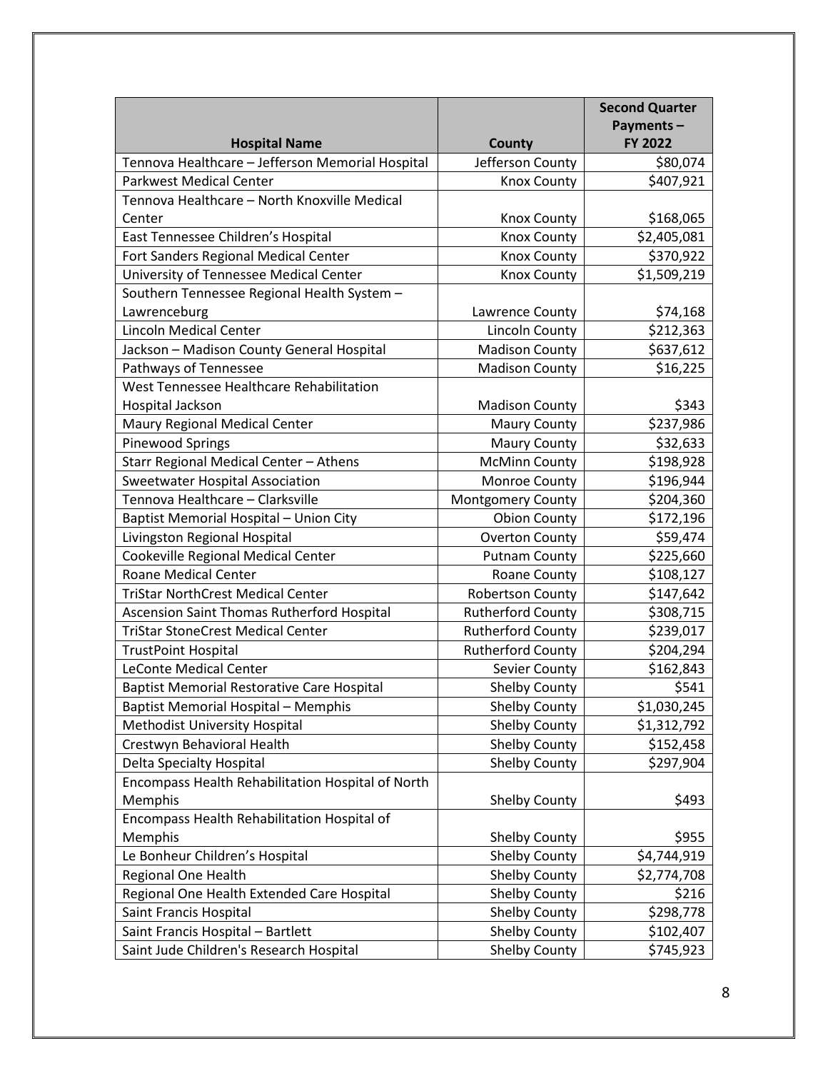| Hospital Name | County | Second Quarter Payments – FY 2022 |
|---|---|---|
| Tennova Healthcare – Jefferson Memorial Hospital | Jefferson County | $80,074 |
| Parkwest Medical Center | Knox County | $407,921 |
| Tennova Healthcare – North Knoxville Medical Center | Knox County | $168,065 |
| East Tennessee Children's Hospital | Knox County | $2,405,081 |
| Fort Sanders Regional Medical Center | Knox County | $370,922 |
| University of Tennessee Medical Center | Knox County | $1,509,219 |
| Southern Tennessee Regional Health System – Lawrenceburg | Lawrence County | $74,168 |
| Lincoln Medical Center | Lincoln County | $212,363 |
| Jackson – Madison County General Hospital | Madison County | $637,612 |
| Pathways of Tennessee | Madison County | $16,225 |
| West Tennessee Healthcare Rehabilitation Hospital Jackson | Madison County | $343 |
| Maury Regional Medical Center | Maury County | $237,986 |
| Pinewood Springs | Maury County | $32,633 |
| Starr Regional Medical Center – Athens | McMinn County | $198,928 |
| Sweetwater Hospital Association | Monroe County | $196,944 |
| Tennova Healthcare – Clarksville | Montgomery County | $204,360 |
| Baptist Memorial Hospital – Union City | Obion County | $172,196 |
| Livingston Regional Hospital | Overton County | $59,474 |
| Cookeville Regional Medical Center | Putnam County | $225,660 |
| Roane Medical Center | Roane County | $108,127 |
| TriStar NorthCrest Medical Center | Robertson County | $147,642 |
| Ascension Saint Thomas Rutherford Hospital | Rutherford County | $308,715 |
| TriStar StoneCrest Medical Center | Rutherford County | $239,017 |
| TrustPoint Hospital | Rutherford County | $204,294 |
| LeConte Medical Center | Sevier County | $162,843 |
| Baptist Memorial Restorative Care Hospital | Shelby County | $541 |
| Baptist Memorial Hospital – Memphis | Shelby County | $1,030,245 |
| Methodist University Hospital | Shelby County | $1,312,792 |
| Crestwyn Behavioral Health | Shelby County | $152,458 |
| Delta Specialty Hospital | Shelby County | $297,904 |
| Encompass Health Rehabilitation Hospital of North Memphis | Shelby County | $493 |
| Encompass Health Rehabilitation Hospital of Memphis | Shelby County | $955 |
| Le Bonheur Children's Hospital | Shelby County | $4,744,919 |
| Regional One Health | Shelby County | $2,774,708 |
| Regional One Health Extended Care Hospital | Shelby County | $216 |
| Saint Francis Hospital | Shelby County | $298,778 |
| Saint Francis Hospital – Bartlett | Shelby County | $102,407 |
| Saint Jude Children's Research Hospital | Shelby County | $745,923 |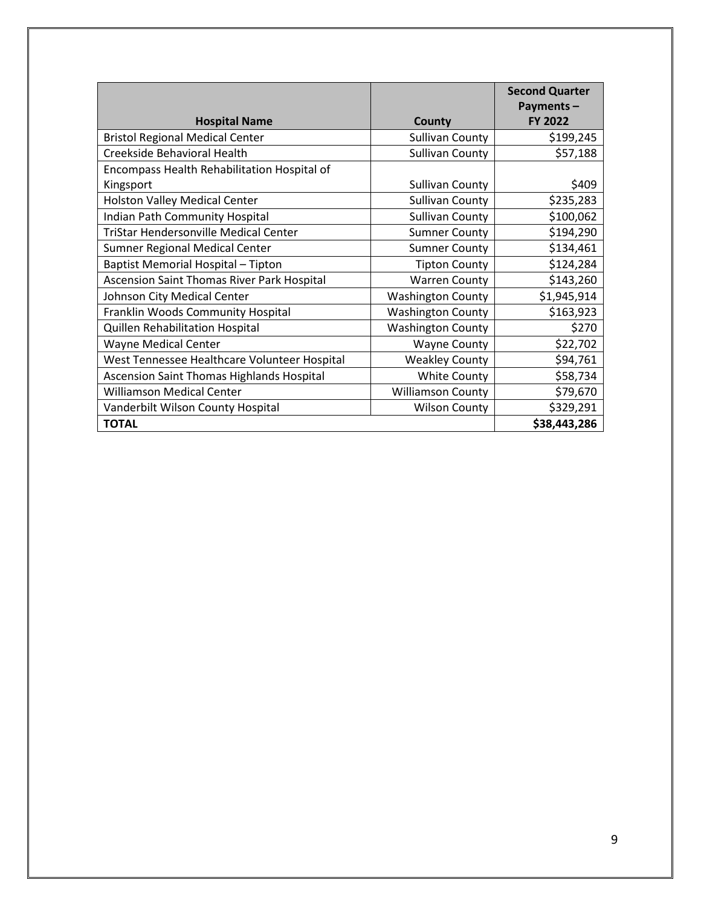| Hospital Name | County | Second Quarter Payments – FY 2022 |
|---|---|---|
| Bristol Regional Medical Center | Sullivan County | $199,245 |
| Creekside Behavioral Health | Sullivan County | $57,188 |
| Encompass Health Rehabilitation Hospital of Kingsport | Sullivan County | $409 |
| Holston Valley Medical Center | Sullivan County | $235,283 |
| Indian Path Community Hospital | Sullivan County | $100,062 |
| TriStar Hendersonville Medical Center | Sumner County | $194,290 |
| Sumner Regional Medical Center | Sumner County | $134,461 |
| Baptist Memorial Hospital – Tipton | Tipton County | $124,284 |
| Ascension Saint Thomas River Park Hospital | Warren County | $143,260 |
| Johnson City Medical Center | Washington County | $1,945,914 |
| Franklin Woods Community Hospital | Washington County | $163,923 |
| Quillen Rehabilitation Hospital | Washington County | $270 |
| Wayne Medical Center | Wayne County | $22,702 |
| West Tennessee Healthcare Volunteer Hospital | Weakley County | $94,761 |
| Ascension Saint Thomas Highlands Hospital | White County | $58,734 |
| Williamson Medical Center | Williamson County | $79,670 |
| Vanderbilt Wilson County Hospital | Wilson County | $329,291 |
| **TOTAL** | | **$38,443,286** |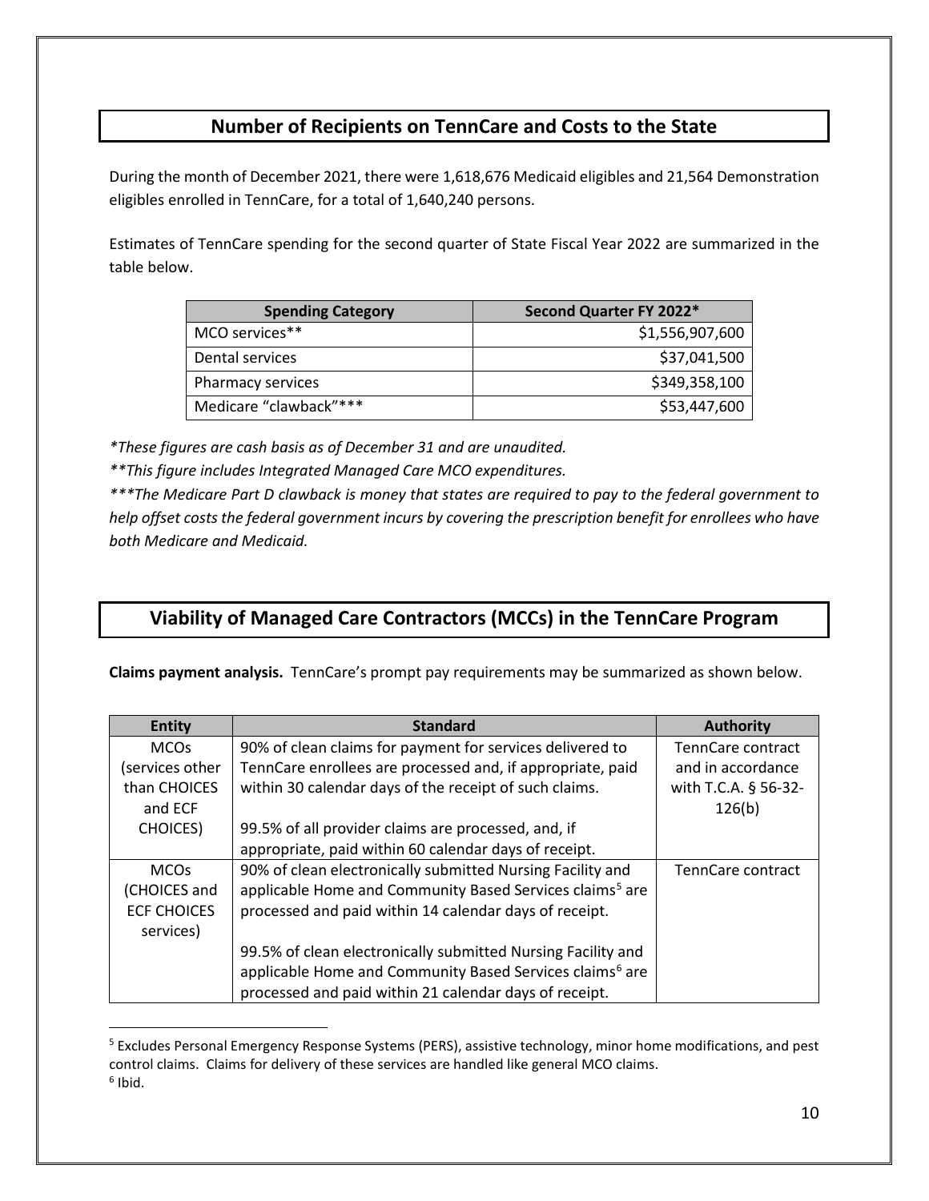## Number of Recipients on TennCare and Costs to the State

During the month of December 2021, there were 1,618,676 Medicaid eligibles and 21,564 Demonstration eligibles enrolled in TennCare, for a total of 1,640,240 persons.

Estimates of TennCare spending for the second quarter of State Fiscal Year 2022 are summarized in the table below.

| Spending Category | Second Quarter FY 2022* |
|---|---|
| MCO services** | $1,556,907,600 |
| Dental services | $37,041,500 |
| Pharmacy services | $349,358,100 |
| Medicare "clawback"*** | $53,447,600 |

*\*These figures are cash basis as of December 31 and are unaudited.*

*\*\*This figure includes Integrated Managed Care MCO expenditures.*

*\*\*\*The Medicare Part D clawback is money that states are required to pay to the federal government to help offset costs the federal government incurs by covering the prescription benefit for enrollees who have both Medicare and Medicaid.*

## Viability of Managed Care Contractors (MCCs) in the TennCare Program

**Claims payment analysis.** TennCare's prompt pay requirements may be summarized as shown below.

| Entity | Standard | Authority |
|---|---|---|
| MCOs (services other than CHOICES and ECF CHOICES) | 90% of clean claims for payment for services delivered to TennCare enrollees are processed and, if appropriate, paid within 30 calendar days of the receipt of such claims.<br><br>99.5% of all provider claims are processed, and, if appropriate, paid within 60 calendar days of receipt. | TennCare contract and in accordance with T.C.A. § 56-32-126(b) |
| MCOs (CHOICES and ECF CHOICES services) | 90% of clean electronically submitted Nursing Facility and applicable Home and Community Based Services claims[5] are processed and paid within 14 calendar days of receipt.<br><br>99.5% of clean electronically submitted Nursing Facility and applicable Home and Community Based Services claims[6] are processed and paid within 21 calendar days of receipt. | TennCare contract |

[5] Excludes Personal Emergency Response Systems (PERS), assistive technology, minor home modifications, and pest control claims. Claims for delivery of these services are handled like general MCO claims.

[6] Ibid.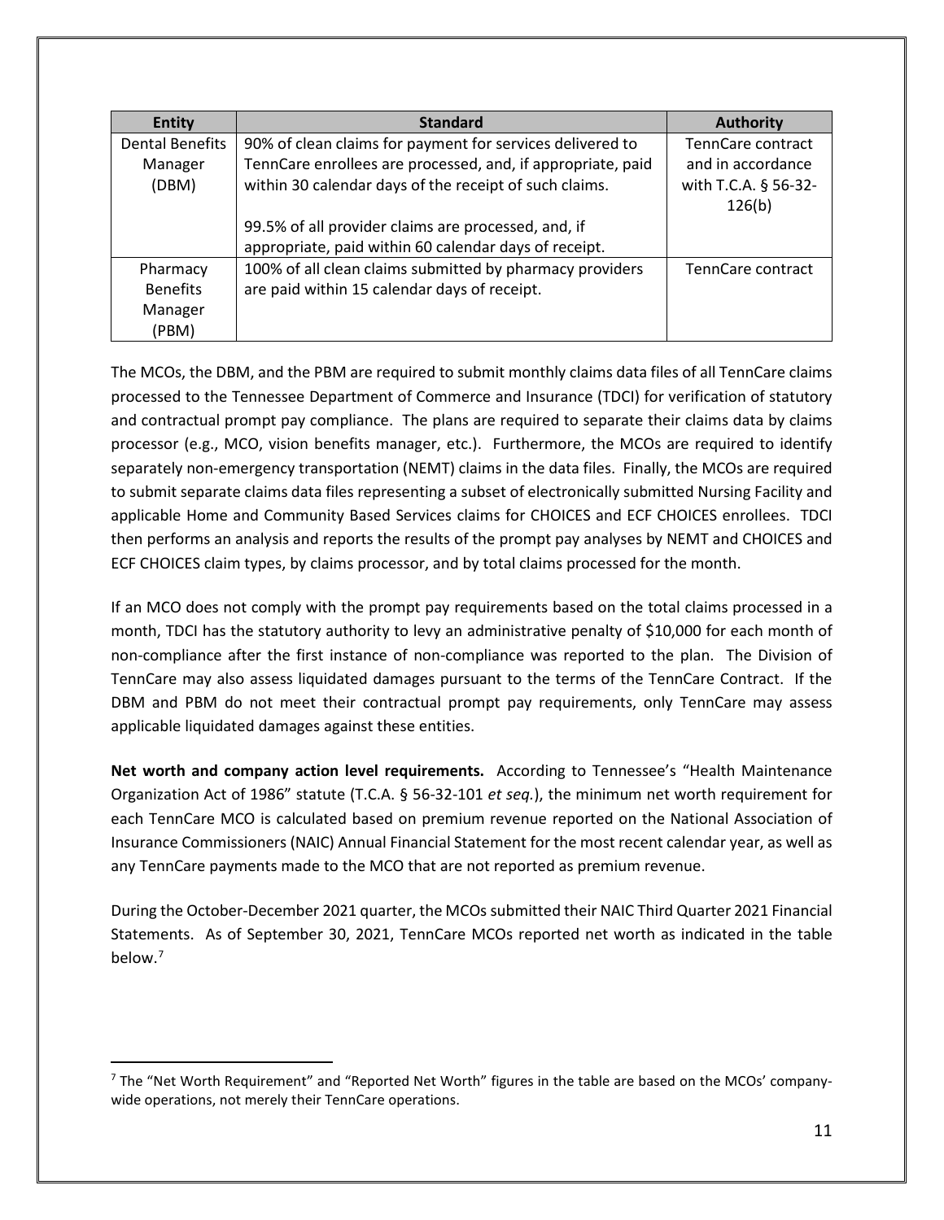| Entity | Standard | Authority |
|---|---|---|
| Dental Benefits Manager (DBM) | 90% of clean claims for payment for services delivered to TennCare enrollees are processed, and, if appropriate, paid within 30 calendar days of the receipt of such claims.<br><br>99.5% of all provider claims are processed, and, if appropriate, paid within 60 calendar days of receipt. | TennCare contract and in accordance with T.C.A. § 56-32-126(b) |
| Pharmacy Benefits Manager (PBM) | 100% of all clean claims submitted by pharmacy providers are paid within 15 calendar days of receipt. | TennCare contract |

The MCOs, the DBM, and the PBM are required to submit monthly claims data files of all TennCare claims processed to the Tennessee Department of Commerce and Insurance (TDCI) for verification of statutory and contractual prompt pay compliance. The plans are required to separate their claims data by claims processor (e.g., MCO, vision benefits manager, etc.). Furthermore, the MCOs are required to identify separately non-emergency transportation (NEMT) claims in the data files. Finally, the MCOs are required to submit separate claims data files representing a subset of electronically submitted Nursing Facility and applicable Home and Community Based Services claims for CHOICES and ECF CHOICES enrollees. TDCI then performs an analysis and reports the results of the prompt pay analyses by NEMT and CHOICES and ECF CHOICES claim types, by claims processor, and by total claims processed for the month.

If an MCO does not comply with the prompt pay requirements based on the total claims processed in a month, TDCI has the statutory authority to levy an administrative penalty of $10,000 for each month of non-compliance after the first instance of non-compliance was reported to the plan. The Division of TennCare may also assess liquidated damages pursuant to the terms of the TennCare Contract. If the DBM and PBM do not meet their contractual prompt pay requirements, only TennCare may assess applicable liquidated damages against these entities.

**Net worth and company action level requirements.** According to Tennessee's "Health Maintenance Organization Act of 1986" statute (T.C.A. § 56-32-101 *et seq.*), the minimum net worth requirement for each TennCare MCO is calculated based on premium revenue reported on the National Association of Insurance Commissioners (NAIC) Annual Financial Statement for the most recent calendar year, as well as any TennCare payments made to the MCO that are not reported as premium revenue.

During the October-December 2021 quarter, the MCOs submitted their NAIC Third Quarter 2021 Financial Statements. As of September 30, 2021, TennCare MCOs reported net worth as indicated in the table below.[7]

[7] The "Net Worth Requirement" and "Reported Net Worth" figures in the table are based on the MCOs' company-wide operations, not merely their TennCare operations.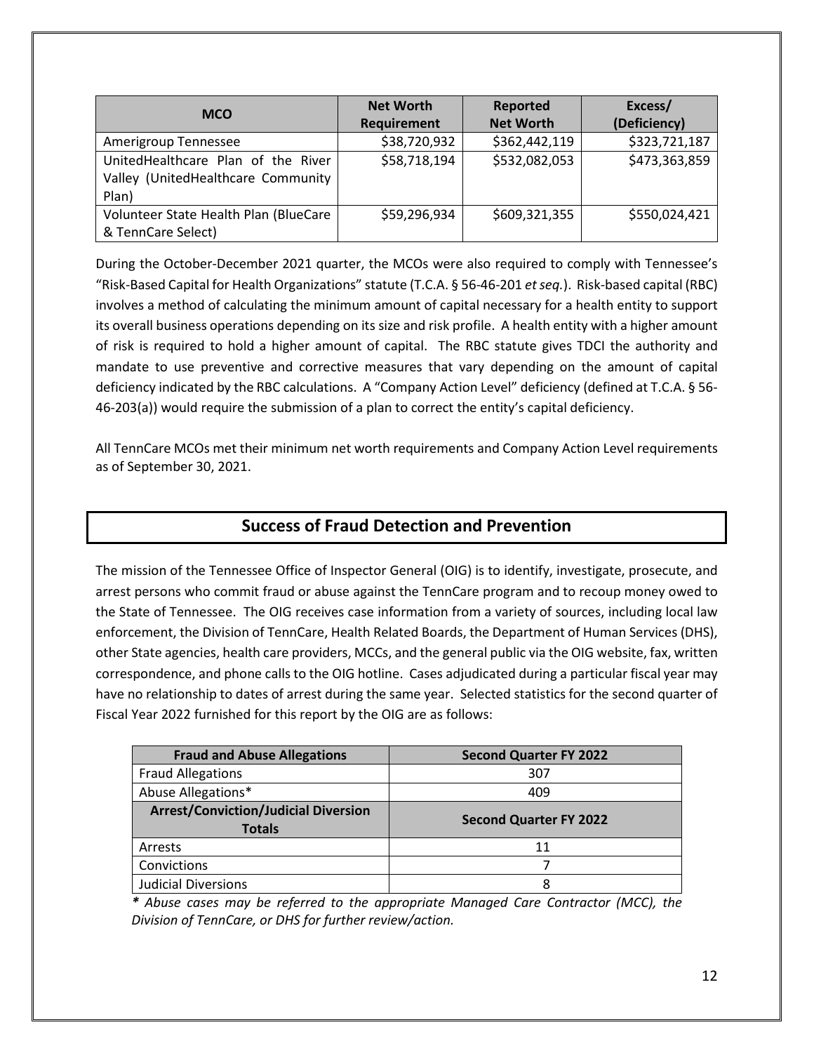| MCO | Net Worth Requirement | Reported Net Worth | Excess/ (Deficiency) |
|---|---|---|---|
| Amerigroup Tennessee | $38,720,932 | $362,442,119 | $323,721,187 |
| UnitedHealthcare Plan of the River Valley (UnitedHealthcare Community Plan) | $58,718,194 | $532,082,053 | $473,363,859 |
| Volunteer State Health Plan (BlueCare & TennCare Select) | $59,296,934 | $609,321,355 | $550,024,421 |

During the October-December 2021 quarter, the MCOs were also required to comply with Tennessee's "Risk-Based Capital for Health Organizations" statute (T.C.A. § 56-46-201 *et seq.*). Risk-based capital (RBC) involves a method of calculating the minimum amount of capital necessary for a health entity to support its overall business operations depending on its size and risk profile. A health entity with a higher amount of risk is required to hold a higher amount of capital. The RBC statute gives TDCI the authority and mandate to use preventive and corrective measures that vary depending on the amount of capital deficiency indicated by the RBC calculations. A "Company Action Level" deficiency (defined at T.C.A. § 56-46-203(a)) would require the submission of a plan to correct the entity's capital deficiency.

All TennCare MCOs met their minimum net worth requirements and Company Action Level requirements as of September 30, 2021.

## Success of Fraud Detection and Prevention

The mission of the Tennessee Office of Inspector General (OIG) is to identify, investigate, prosecute, and arrest persons who commit fraud or abuse against the TennCare program and to recoup money owed to the State of Tennessee. The OIG receives case information from a variety of sources, including local law enforcement, the Division of TennCare, Health Related Boards, the Department of Human Services (DHS), other State agencies, health care providers, MCCs, and the general public via the OIG website, fax, written correspondence, and phone calls to the OIG hotline. Cases adjudicated during a particular fiscal year may have no relationship to dates of arrest during the same year. Selected statistics for the second quarter of Fiscal Year 2022 furnished for this report by the OIG are as follows:

| Fraud and Abuse Allegations | Second Quarter FY 2022 |
|---|---|
| Fraud Allegations | 307 |
| Abuse Allegations* | 409 |
| **Arrest/Conviction/Judicial Diversion Totals** | **Second Quarter FY 2022** |
| Arrests | 11 |
| Convictions | 7 |
| Judicial Diversions | 8 |

*\* Abuse cases may be referred to the appropriate Managed Care Contractor (MCC), the Division of TennCare, or DHS for further review/action.*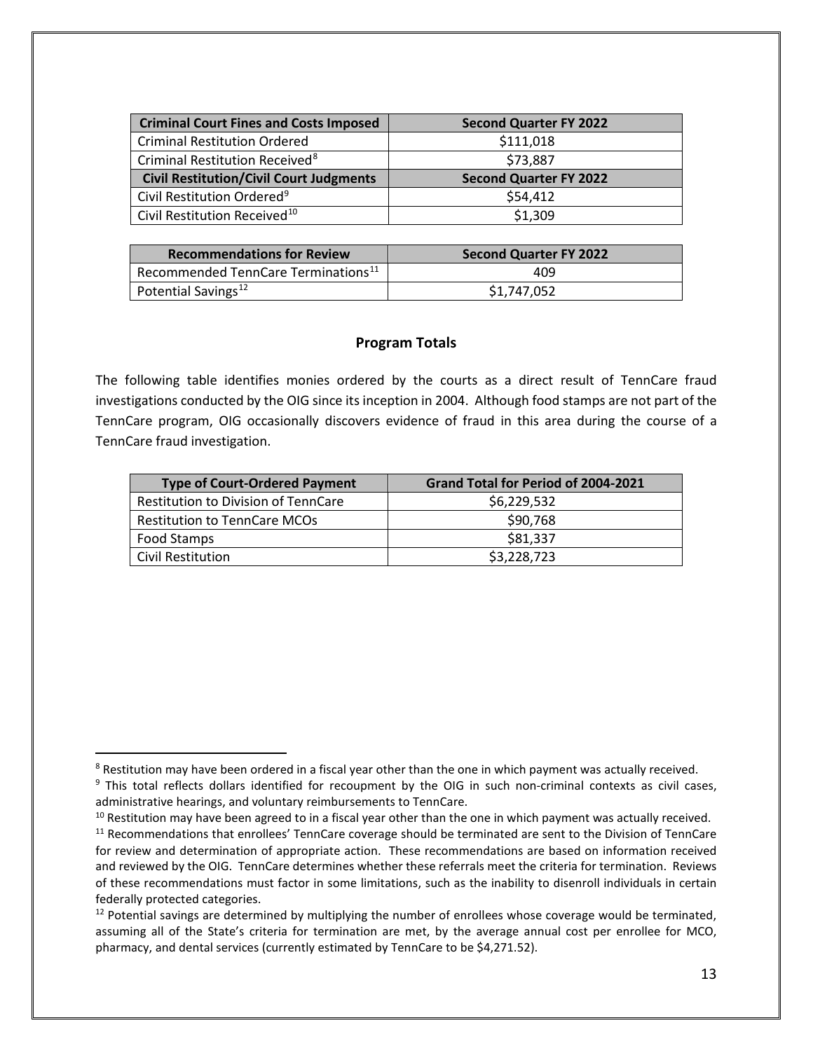| Criminal Court Fines and Costs Imposed | Second Quarter FY 2022 |
|---|---|
| Criminal Restitution Ordered | $111,018 |
| Criminal Restitution Received[8] | $73,887 |
| **Civil Restitution/Civil Court Judgments** | **Second Quarter FY 2022** |
| Civil Restitution Ordered[9] | $54,412 |
| Civil Restitution Received[10] | $1,309 |

| Recommendations for Review | Second Quarter FY 2022 |
|---|---|
| Recommended TennCare Terminations[11] | 409 |
| Potential Savings[12] | $1,747,052 |

## Program Totals

The following table identifies monies ordered by the courts as a direct result of TennCare fraud investigations conducted by the OIG since its inception in 2004. Although food stamps are not part of the TennCare program, OIG occasionally discovers evidence of fraud in this area during the course of a TennCare fraud investigation.

| Type of Court-Ordered Payment | Grand Total for Period of 2004-2021 |
|---|---|
| Restitution to Division of TennCare | $6,229,532 |
| Restitution to TennCare MCOs | $90,768 |
| Food Stamps | $81,337 |
| Civil Restitution | $3,228,723 |

---

[8] Restitution may have been ordered in a fiscal year other than the one in which payment was actually received.

[9] This total reflects dollars identified for recoupment by the OIG in such non-criminal contexts as civil cases, administrative hearings, and voluntary reimbursements to TennCare.

[10] Restitution may have been agreed to in a fiscal year other than the one in which payment was actually received.

[11] Recommendations that enrollees' TennCare coverage should be terminated are sent to the Division of TennCare for review and determination of appropriate action. These recommendations are based on information received and reviewed by the OIG. TennCare determines whether these referrals meet the criteria for termination. Reviews of these recommendations must factor in some limitations, such as the inability to disenroll individuals in certain federally protected categories.

[12] Potential savings are determined by multiplying the number of enrollees whose coverage would be terminated, assuming all of the State's criteria for termination are met, by the average annual cost per enrollee for MCO, pharmacy, and dental services (currently estimated by TennCare to be $4,271.52).